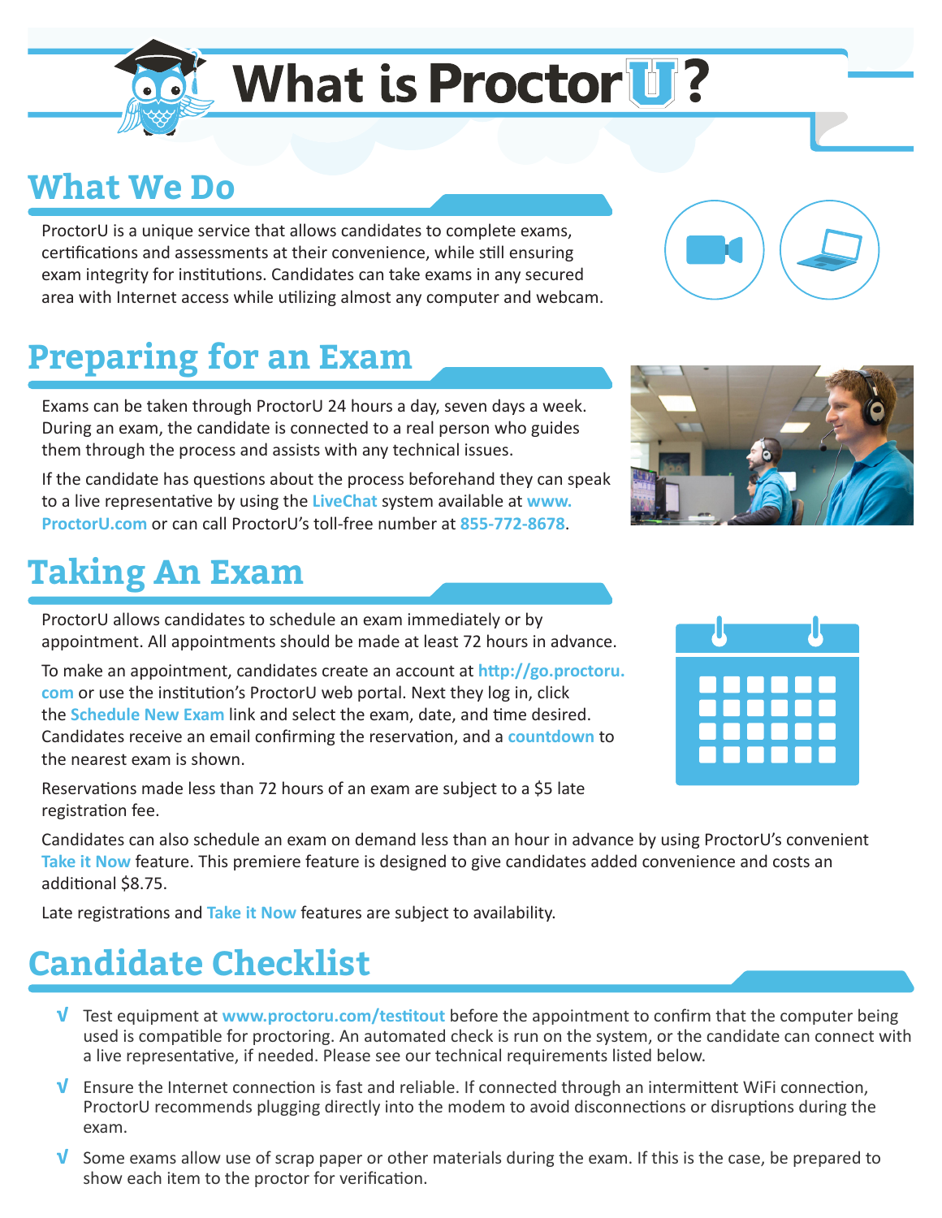# What is ProctorU?

## What We Do

ProctorU is a unique service that allows candidates to complete exams, certifications and assessments at their convenience, while still ensuring exam integrity for institutions. Candidates can take exams in any secured area with Internet access while utilizing almost any computer and webcam.

## Preparing for an Exam

Exams can be taken through ProctorU 24 hours a day, seven days a week. During an exam, the candidate is connected to a real person who guides them through the process and assists with any technical issues.

If the candidate has questions about the process beforehand they can speak to a live representative by using the LiveChat system available at www.ProctorU.com or can call ProctorU's toll-free number at 855-772-8678.

## Taking An Exam

ProctorU allows candidates to schedule an exam immediately or by appointment. All appointments should be made at least 72 hours in advance.

To make an appointment, candidates create an account at http://go.proctoru.com or use the institution's ProctorU web portal. Next they log in, click the Schedule New Exam link and select the exam, date, and time desired. Candidates receive an email confirming the reservation, and a countdown to the nearest exam is shown.

Reservations made less than 72 hours of an exam are subject to a $5 late registration fee.

Candidates can also schedule an exam on demand less than an hour in advance by using ProctorU's convenient Take it Now feature. This premiere feature is designed to give candidates added convenience and costs an additional $8.75.

Late registrations and Take it Now features are subject to availability.

## Candidate Checklist

- √ Test equipment at www.proctoru.com/testitout before the appointment to confirm that the computer being used is compatible for proctoring. An automated check is run on the system, or the candidate can connect with a live representative, if needed. Please see our technical requirements listed below.
- √ Ensure the Internet connection is fast and reliable. If connected through an intermittent WiFi connection, ProctorU recommends plugging directly into the modem to avoid disconnections or disruptions during the exam.
- √ Some exams allow use of scrap paper or other materials during the exam. If this is the case, be prepared to show each item to the proctor for verification.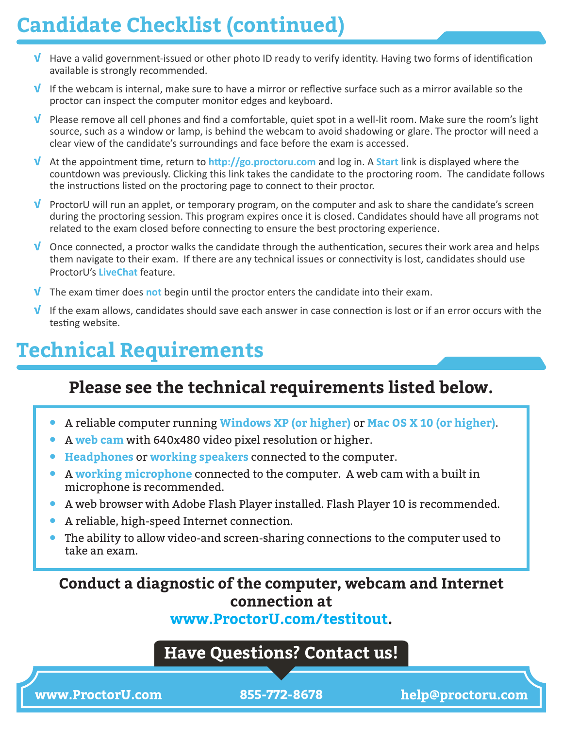# Candidate Checklist (continued)

- √ Have a valid government-issued or other photo ID ready to verify identity. Having two forms of identification available is strongly recommended.
- √ If the webcam is internal, make sure to have a mirror or reflective surface such as a mirror available so the proctor can inspect the computer monitor edges and keyboard.
- √ Please remove all cell phones and find a comfortable, quiet spot in a well-lit room. Make sure the room's light source, such as a window or lamp, is behind the webcam to avoid shadowing or glare. The proctor will need a clear view of the candidate's surroundings and face before the exam is accessed.
- √ At the appointment time, return to **http://go.proctoru.com** and log in. A **Start** link is displayed where the countdown was previously. Clicking this link takes the candidate to the proctoring room. The candidate follows the instructions listed on the proctoring page to connect to their proctor.
- √ ProctorU will run an applet, or temporary program, on the computer and ask to share the candidate's screen during the proctoring session. This program expires once it is closed. Candidates should have all programs not related to the exam closed before connecting to ensure the best proctoring experience.
- √ Once connected, a proctor walks the candidate through the authentication, secures their work area and helps them navigate to their exam. If there are any technical issues or connectivity is lost, candidates should use ProctorU's **LiveChat** feature.
- √ The exam timer does **not** begin until the proctor enters the candidate into their exam.
- √ If the exam allows, candidates should save each answer in case connection is lost or if an error occurs with the testing website.

# Technical Requirements

## Please see the technical requirements listed below.

- A reliable computer running **Windows XP (or higher)** or **Mac OS X 10 (or higher)**.
- A **web cam** with 640x480 video pixel resolution or higher.
- **Headphones** or **working speakers** connected to the computer.
- A **working microphone** connected to the computer. A web cam with a built in microphone is recommended.
- A web browser with Adobe Flash Player installed. Flash Player 10 is recommended.
- A reliable, high-speed Internet connection.
- The ability to allow video-and screen-sharing connections to the computer used to take an exam.

**Conduct a diagnostic of the computer, webcam and Internet connection at www.ProctorU.com/testitout.**

**Have Questions? Contact us!**

**www.ProctorU.com** | **855-772-8678** | **help@proctoru.com**